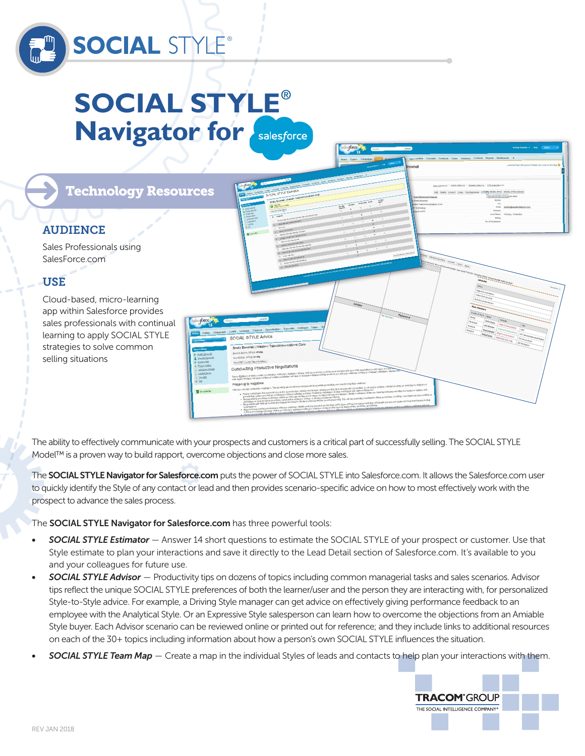# SOCIAL STYLE® Navigator for salesforce

## Technology Resources

### AUDIENCE

Sales Professionals using SalesForce.com

### USE

Cloud-based, micro-learning app within Salesforce provides sales professionals with continual learning to apply SOCIAL STYLE strategies to solve common selling situations

The ability to effectively communicate with your prospects and customers is a critical part of successfully selling. The SOCIAL STYLE Model™ is a proven way to build rapport, overcome objections and close more sales.

The **SOCIAL STYLE Navigator for Salesforce.com** puts the power of SOCIAL STYLE into Salesforce.com. It allows the Salesforce.com user to quickly identify the Style of any contact or lead and then provides scenario-specific advice on how to most effectively work with the prospect to advance the sales process.

The **SOCIAL STYLE Navigator for Salesforce.com** has three powerful tools:

- ***SOCIAL STYLE Estimator*** — Answer 14 short questions to estimate the SOCIAL STYLE of your prospect or customer. Use that Style estimate to plan your interactions and save it directly to the Lead Detail section of Salesforce.com. It's available to you and your colleagues for future use.
- ***SOCIAL STYLE Advisor*** — Productivity tips on dozens of topics including common managerial tasks and sales scenarios. Advisor tips reflect the unique SOCIAL STYLE preferences of both the learner/user and the person they are interacting with, for personalized Style-to-Style advice. For example, a Driving Style manager can get advice on effectively giving performance feedback to an employee with the Analytical Style. Or an Expressive Style salesperson can learn how to overcome the objections from an Amiable Style buyer. Each Advisor scenario can be reviewed online or printed out for reference; and they include links to additional resources on each of the 30+ topics including information about how a person's own SOCIAL STYLE influences the situation.
- ***SOCIAL STYLE Team Map*** — Create a map in the individual Styles of leads and contacts to help plan your interactions with them.

TRACOM® GROUP
THE SOCIAL INTELLIGENCE COMPANY®

REV JAN 2018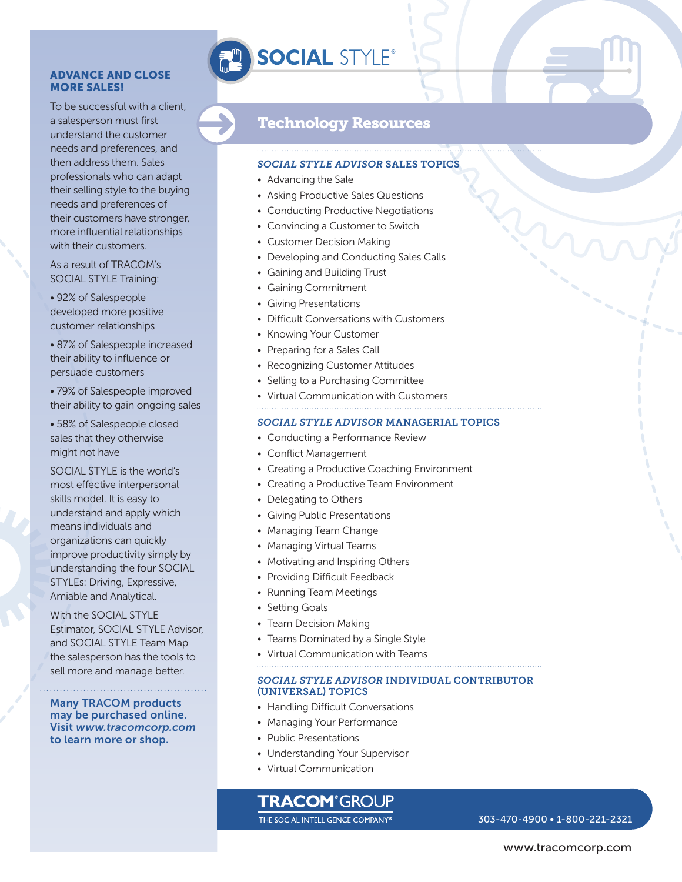# SOCIAL STYLE®

## ADVANCE AND CLOSE MORE SALES!

To be successful with a client, a salesperson must first understand the customer needs and preferences, and then address them. Sales professionals who can adapt their selling style to the buying needs and preferences of their customers have stronger, more influential relationships with their customers.

As a result of TRACOM's SOCIAL STYLE Training:

- 92% of Salespeople developed more positive customer relationships
- 87% of Salespeople increased their ability to influence or persuade customers
- 79% of Salespeople improved their ability to gain ongoing sales
- 58% of Salespeople closed sales that they otherwise might not have

SOCIAL STYLE is the world's most effective interpersonal skills model. It is easy to understand and apply which means individuals and organizations can quickly improve productivity simply by understanding the four SOCIAL STYLEs: Driving, Expressive, Amiable and Analytical.

With the SOCIAL STYLE Estimator, SOCIAL STYLE Advisor, and SOCIAL STYLE Team Map the salesperson has the tools to sell more and manage better.

**Many TRACOM products may be purchased online. Visit *www.tracomcorp.com* to learn more or shop.**

## Technology Resources

### *SOCIAL STYLE ADVISOR* SALES TOPICS

- Advancing the Sale
- Asking Productive Sales Questions
- Conducting Productive Negotiations
- Convincing a Customer to Switch
- Customer Decision Making
- Developing and Conducting Sales Calls
- Gaining and Building Trust
- Gaining Commitment
- Giving Presentations
- Difficult Conversations with Customers
- Knowing Your Customer
- Preparing for a Sales Call
- Recognizing Customer Attitudes
- Selling to a Purchasing Committee
- Virtual Communication with Customers

### *SOCIAL STYLE ADVISOR* MANAGERIAL TOPICS

- Conducting a Performance Review
- Conflict Management
- Creating a Productive Coaching Environment
- Creating a Productive Team Environment
- Delegating to Others
- Giving Public Presentations
- Managing Team Change
- Managing Virtual Teams
- Motivating and Inspiring Others
- Providing Difficult Feedback
- Running Team Meetings
- Setting Goals
- Team Decision Making
- Teams Dominated by a Single Style
- Virtual Communication with Teams

### *SOCIAL STYLE ADVISOR* INDIVIDUAL CONTRIBUTOR (UNIVERSAL) TOPICS

- Handling Difficult Conversations
- Managing Your Performance
- Public Presentations
- Understanding Your Supervisor
- Virtual Communication

**TRACOM® GROUP**
THE SOCIAL INTELLIGENCE COMPANY®

303-470-4900 • 1-800-221-2321

www.tracomcorp.com